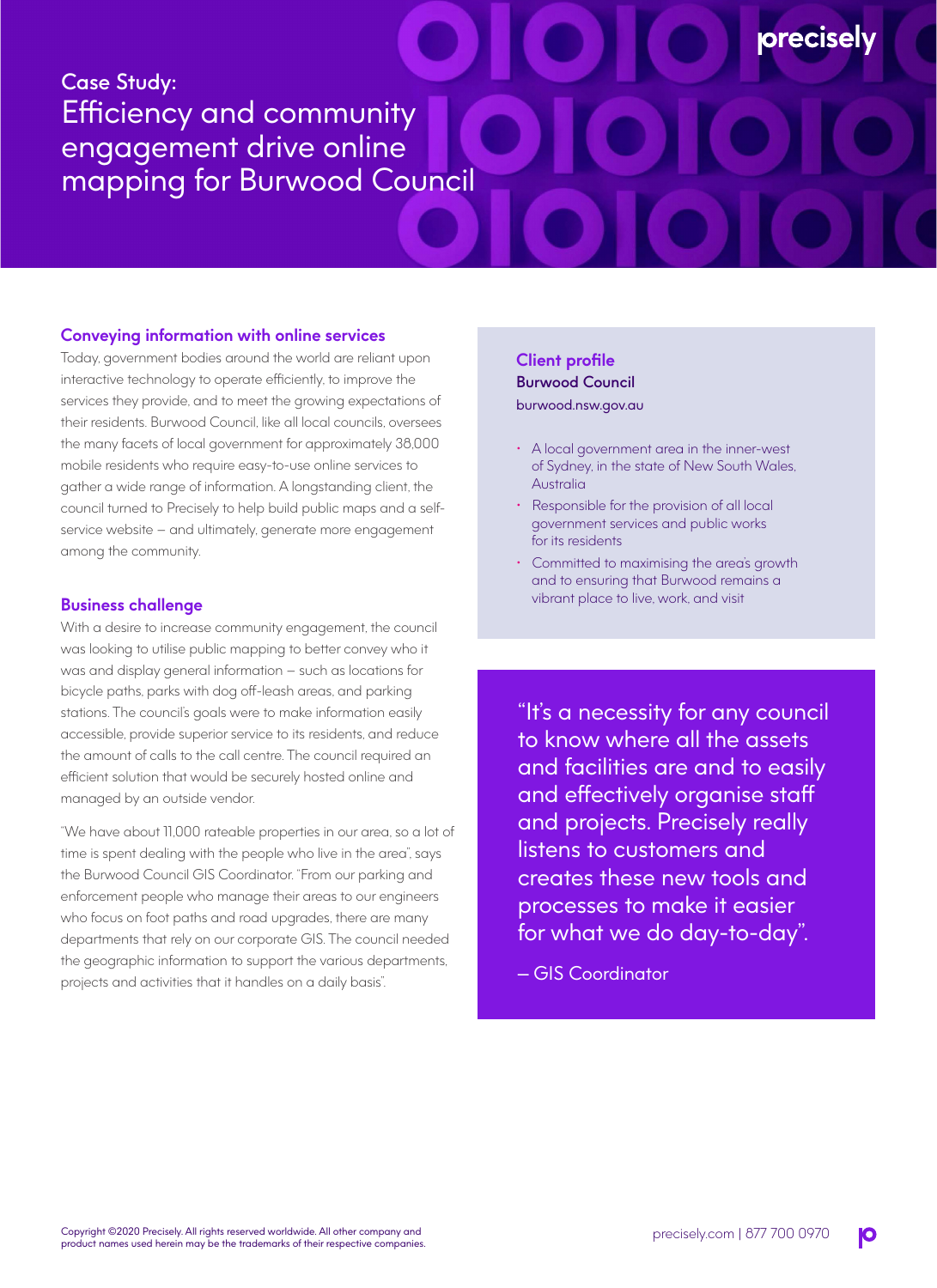# Case Study: Efficiency and community engagement drive online mapping for Burwood Council

## Conveying information with online services

Today, government bodies around the world are reliant upon interactive technology to operate efficiently, to improve the services they provide, and to meet the growing expectations of their residents. Burwood Council, like all local councils, oversees the many facets of local government for approximately 38,000 mobile residents who require easy-to-use online services to gather a wide range of information. A longstanding client, the council turned to Precisely to help build public maps and a self-service website – and ultimately, generate more engagement among the community.

## Business challenge

With a desire to increase community engagement, the council was looking to utilise public mapping to better convey who it was and display general information – such as locations for bicycle paths, parks with dog off-leash areas, and parking stations. The council's goals were to make information easily accessible, provide superior service to its residents, and reduce the amount of calls to the call centre. The council required an efficient solution that would be securely hosted online and managed by an outside vendor.

"We have about 11,000 rateable properties in our area, so a lot of time is spent dealing with the people who live in the area", says the Burwood Council GIS Coordinator. "From our parking and enforcement people who manage their areas to our engineers who focus on foot paths and road upgrades, there are many departments that rely on our corporate GIS. The council needed the geographic information to support the various departments, projects and activities that it handles on a daily basis".

## Client profile

**Burwood Council**

burwood.nsw.gov.au

- A local government area in the inner-west of Sydney, in the state of New South Wales, Australia
- Responsible for the provision of all local government services and public works for its residents
- Committed to maximising the area's growth and to ensuring that Burwood remains a vibrant place to live, work, and visit

> "It's a necessity for any council to know where all the assets and facilities are and to easily and effectively organise staff and projects. Precisely really listens to customers and creates these new tools and processes to make it easier for what we do day-to-day".
>
> – GIS Coordinator

Copyright ©2020 Precisely. All rights reserved worldwide. All other company and product names used herein may be the trademarks of their respective companies.

precisely.com | 877 700 0970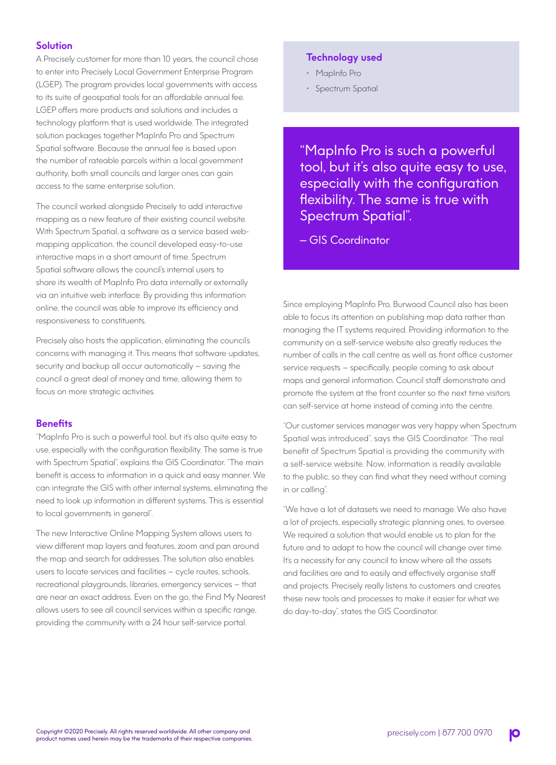## Solution

A Precisely customer for more than 10 years, the council chose to enter into Precisely Local Government Enterprise Program (LGEP). The program provides local governments with access to its suite of geospatial tools for an affordable annual fee. LGEP offers more products and solutions and includes a technology platform that is used worldwide. The integrated solution packages together MapInfo Pro and Spectrum Spatial software. Because the annual fee is based upon the number of rateable parcels within a local government authority, both small councils and larger ones can gain access to the same enterprise solution.

The council worked alongside Precisely to add interactive mapping as a new feature of their existing council website. With Spectrum Spatial, a software as a service based web-mapping application, the council developed easy-to-use interactive maps in a short amount of time. Spectrum Spatial software allows the council's internal users to share its wealth of MapInfo Pro data internally or externally via an intuitive web interface. By providing this information online, the council was able to improve its efficiency and responsiveness to constituents.

Precisely also hosts the application, eliminating the council's concerns with managing it. This means that software updates, security and backup all occur automatically – saving the council a great deal of money and time, allowing them to focus on more strategic activities.

## Benefits

"MapInfo Pro is such a powerful tool, but it's also quite easy to use, especially with the configuration flexibility. The same is true with Spectrum Spatial", explains the GIS Coordinator. "The main benefit is access to information in a quick and easy manner. We can integrate the GIS with other internal systems, eliminating the need to look up information in different systems. This is essential to local governments in general".

The new Interactive Online Mapping System allows users to view different map layers and features, zoom and pan around the map and search for addresses. The solution also enables users to locate services and facilities – cycle routes, schools, recreational playgrounds, libraries, emergency services – that are near an exact address. Even on the go, the Find My Nearest allows users to see all council services within a specific range, providing the community with a 24 hour self-service portal.

### Technology used

- MapInfo Pro
- Spectrum Spatial

> "MapInfo Pro is such a powerful tool, but it's also quite easy to use, especially with the configuration flexibility. The same is true with Spectrum Spatial".
>
> – GIS Coordinator

Since employing MapInfo Pro, Burwood Council also has been able to focus its attention on publishing map data rather than managing the IT systems required. Providing information to the community on a self-service website also greatly reduces the number of calls in the call centre as well as front office customer service requests – specifically, people coming to ask about maps and general information. Council staff demonstrate and promote the system at the front counter so the next time visitors can self-service at home instead of coming into the centre.

"Our customer services manager was very happy when Spectrum Spatial was introduced", says the GIS Coordinator. "The real benefit of Spectrum Spatial is providing the community with a self-service website. Now, information is readily available to the public, so they can find what they need without coming in or calling".

"We have a lot of datasets we need to manage. We also have a lot of projects, especially strategic planning ones, to oversee. We required a solution that would enable us to plan for the future and to adapt to how the council will change over time. It's a necessity for any council to know where all the assets and facilities are and to easily and effectively organise staff and projects. Precisely really listens to customers and creates these new tools and processes to make it easier for what we do day-to-day", states the GIS Coordinator.

Copyright ©2020 Precisely. All rights reserved worldwide. All other company and product names used herein may be the trademarks of their respective companies.

precisely.com | 877 700 0970